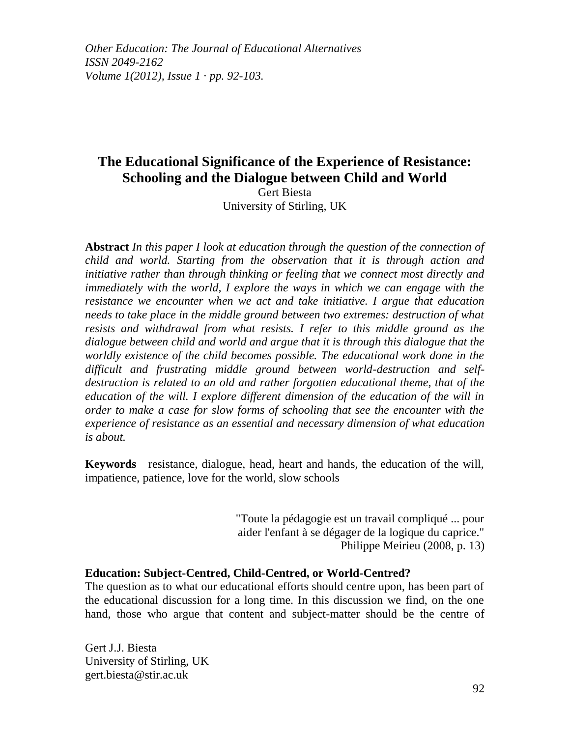*Other Education: The Journal of Educational Alternatives*
*ISSN 2049-2162*
*Volume 1(2012), Issue 1 · pp. 92-103.*

# The Educational Significance of the Experience of Resistance: Schooling and the Dialogue between Child and World

Gert Biesta
University of Stirling, UK

**Abstract** *In this paper I look at education through the question of the connection of child and world. Starting from the observation that it is through action and initiative rather than through thinking or feeling that we connect most directly and immediately with the world, I explore the ways in which we can engage with the resistance we encounter when we act and take initiative. I argue that education needs to take place in the middle ground between two extremes: destruction of what resists and withdrawal from what resists. I refer to this middle ground as the dialogue between child and world and argue that it is through this dialogue that the worldly existence of the child becomes possible. The educational work done in the difficult and frustrating middle ground between world-destruction and self-destruction is related to an old and rather forgotten educational theme, that of the education of the will. I explore different dimension of the education of the will in order to make a case for slow forms of schooling that see the encounter with the experience of resistance as an essential and necessary dimension of what education is about.*

**Keywords** resistance, dialogue, head, heart and hands, the education of the will, impatience, patience, love for the world, slow schools

> "Toute la pédagogie est un travail compliqué ... pour aider l'enfant à se dégager de la logique du caprice."
> Philippe Meirieu (2008, p. 13)

## Education: Subject-Centred, Child-Centred, or World-Centred?

The question as to what our educational efforts should centre upon, has been part of the educational discussion for a long time. In this discussion we find, on the one hand, those who argue that content and subject-matter should be the centre of

Gert J.J. Biesta
University of Stirling, UK
gert.biesta@stir.ac.uk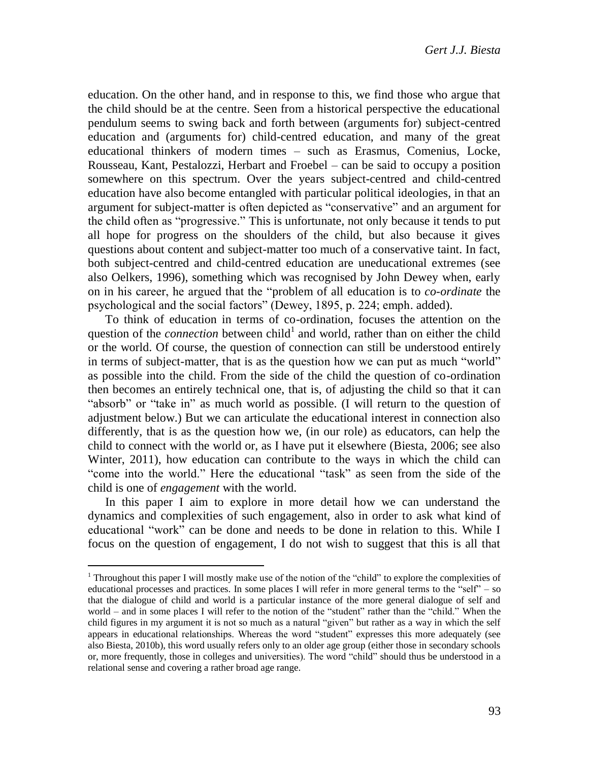education. On the other hand, and in response to this, we find those who argue that the child should be at the centre. Seen from a historical perspective the educational pendulum seems to swing back and forth between (arguments for) subject-centred education and (arguments for) child-centred education, and many of the great educational thinkers of modern times – such as Erasmus, Comenius, Locke, Rousseau, Kant, Pestalozzi, Herbart and Froebel – can be said to occupy a position somewhere on this spectrum. Over the years subject-centred and child-centred education have also become entangled with particular political ideologies, in that an argument for subject-matter is often depicted as "conservative" and an argument for the child often as "progressive." This is unfortunate, not only because it tends to put all hope for progress on the shoulders of the child, but also because it gives questions about content and subject-matter too much of a conservative taint. In fact, both subject-centred and child-centred education are uneducational extremes (see also Oelkers, 1996), something which was recognised by John Dewey when, early on in his career, he argued that the "problem of all education is to *co-ordinate* the psychological and the social factors" (Dewey, 1895, p. 224; emph. added).

To think of education in terms of co-ordination, focuses the attention on the question of the *connection* between child[1] and world, rather than on either the child or the world. Of course, the question of connection can still be understood entirely in terms of subject-matter, that is as the question how we can put as much "world" as possible into the child. From the side of the child the question of co-ordination then becomes an entirely technical one, that is, of adjusting the child so that it can "absorb" or "take in" as much world as possible. (I will return to the question of adjustment below.) But we can articulate the educational interest in connection also differently, that is as the question how we, (in our role) as educators, can help the child to connect with the world or, as I have put it elsewhere (Biesta, 2006; see also Winter, 2011), how education can contribute to the ways in which the child can "come into the world." Here the educational "task" as seen from the side of the child is one of *engagement* with the world.

In this paper I aim to explore in more detail how we can understand the dynamics and complexities of such engagement, also in order to ask what kind of educational "work" can be done and needs to be done in relation to this. While I focus on the question of engagement, I do not wish to suggest that this is all that

[1] Throughout this paper I will mostly make use of the notion of the "child" to explore the complexities of educational processes and practices. In some places I will refer in more general terms to the "self" – so that the dialogue of child and world is a particular instance of the more general dialogue of self and world – and in some places I will refer to the notion of the "student" rather than the "child." When the child figures in my argument it is not so much as a natural "given" but rather as a way in which the self appears in educational relationships. Whereas the word "student" expresses this more adequately (see also Biesta, 2010b), this word usually refers only to an older age group (either those in secondary schools or, more frequently, those in colleges and universities). The word "child" should thus be understood in a relational sense and covering a rather broad age range.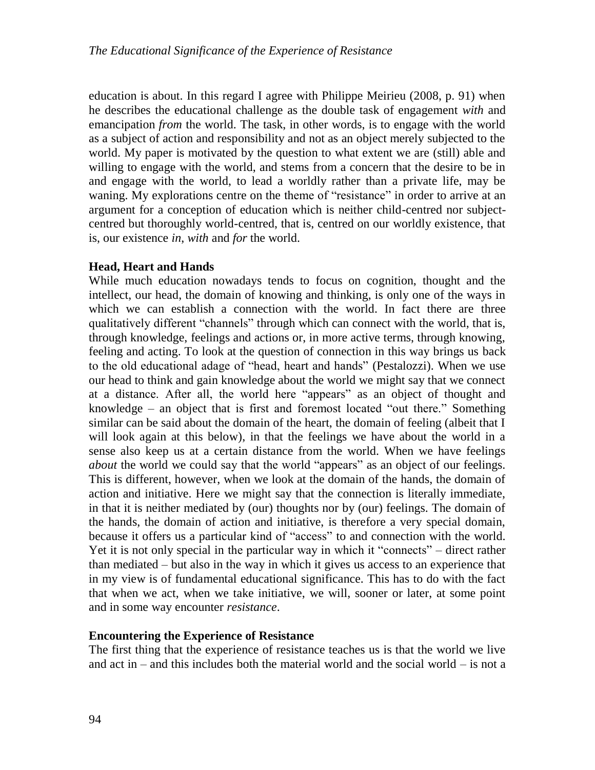education is about. In this regard I agree with Philippe Meirieu (2008, p. 91) when he describes the educational challenge as the double task of engagement *with* and emancipation *from* the world. The task, in other words, is to engage with the world as a subject of action and responsibility and not as an object merely subjected to the world. My paper is motivated by the question to what extent we are (still) able and willing to engage with the world, and stems from a concern that the desire to be in and engage with the world, to lead a worldly rather than a private life, may be waning. My explorations centre on the theme of "resistance" in order to arrive at an argument for a conception of education which is neither child-centred nor subject-centred but thoroughly world-centred, that is, centred on our worldly existence, that is, our existence *in*, *with* and *for* the world.

**Head, Heart and Hands**

While much education nowadays tends to focus on cognition, thought and the intellect, our head, the domain of knowing and thinking, is only one of the ways in which we can establish a connection with the world. In fact there are three qualitatively different "channels" through which can connect with the world, that is, through knowledge, feelings and actions or, in more active terms, through knowing, feeling and acting. To look at the question of connection in this way brings us back to the old educational adage of "head, heart and hands" (Pestalozzi). When we use our head to think and gain knowledge about the world we might say that we connect at a distance. After all, the world here "appears" as an object of thought and knowledge – an object that is first and foremost located "out there." Something similar can be said about the domain of the heart, the domain of feeling (albeit that I will look again at this below), in that the feelings we have about the world in a sense also keep us at a certain distance from the world. When we have feelings *about* the world we could say that the world "appears" as an object of our feelings. This is different, however, when we look at the domain of the hands, the domain of action and initiative. Here we might say that the connection is literally immediate, in that it is neither mediated by (our) thoughts nor by (our) feelings. The domain of the hands, the domain of action and initiative, is therefore a very special domain, because it offers us a particular kind of "access" to and connection with the world. Yet it is not only special in the particular way in which it "connects" – direct rather than mediated – but also in the way in which it gives us access to an experience that in my view is of fundamental educational significance. This has to do with the fact that when we act, when we take initiative, we will, sooner or later, at some point and in some way encounter *resistance*.

**Encountering the Experience of Resistance**

The first thing that the experience of resistance teaches us is that the world we live and act in – and this includes both the material world and the social world – is not a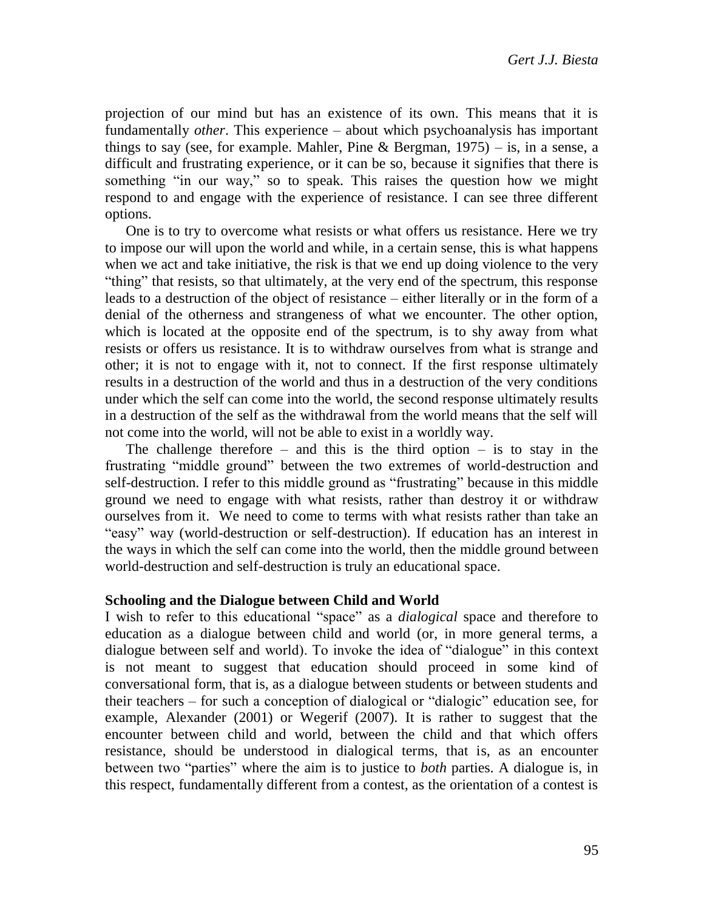projection of our mind but has an existence of its own. This means that it is fundamentally *other*. This experience – about which psychoanalysis has important things to say (see, for example. Mahler, Pine & Bergman, 1975) – is, in a sense, a difficult and frustrating experience, or it can be so, because it signifies that there is something "in our way," so to speak. This raises the question how we might respond to and engage with the experience of resistance. I can see three different options.

One is to try to overcome what resists or what offers us resistance. Here we try to impose our will upon the world and while, in a certain sense, this is what happens when we act and take initiative, the risk is that we end up doing violence to the very "thing" that resists, so that ultimately, at the very end of the spectrum, this response leads to a destruction of the object of resistance – either literally or in the form of a denial of the otherness and strangeness of what we encounter. The other option, which is located at the opposite end of the spectrum, is to shy away from what resists or offers us resistance. It is to withdraw ourselves from what is strange and other; it is not to engage with it, not to connect. If the first response ultimately results in a destruction of the world and thus in a destruction of the very conditions under which the self can come into the world, the second response ultimately results in a destruction of the self as the withdrawal from the world means that the self will not come into the world, will not be able to exist in a worldly way.

The challenge therefore – and this is the third option – is to stay in the frustrating "middle ground" between the two extremes of world-destruction and self-destruction. I refer to this middle ground as "frustrating" because in this middle ground we need to engage with what resists, rather than destroy it or withdraw ourselves from it. We need to come to terms with what resists rather than take an "easy" way (world-destruction or self-destruction). If education has an interest in the ways in which the self can come into the world, then the middle ground between world-destruction and self-destruction is truly an educational space.

## Schooling and the Dialogue between Child and World

I wish to refer to this educational "space" as a *dialogical* space and therefore to education as a dialogue between child and world (or, in more general terms, a dialogue between self and world). To invoke the idea of "dialogue" in this context is not meant to suggest that education should proceed in some kind of conversational form, that is, as a dialogue between students or between students and their teachers – for such a conception of dialogical or "dialogic" education see, for example, Alexander (2001) or Wegerif (2007). It is rather to suggest that the encounter between child and world, between the child and that which offers resistance, should be understood in dialogical terms, that is, as an encounter between two "parties" where the aim is to justice to *both* parties. A dialogue is, in this respect, fundamentally different from a contest, as the orientation of a contest is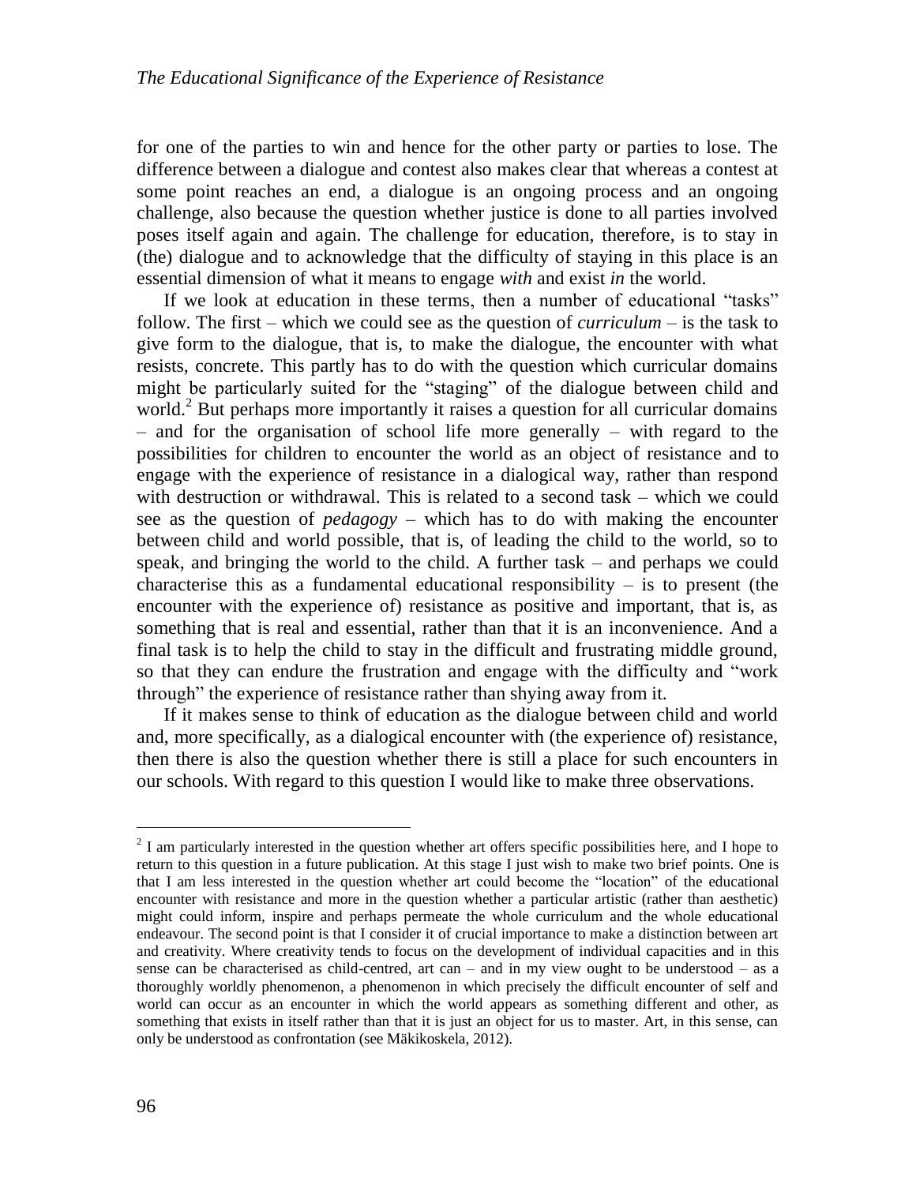for one of the parties to win and hence for the other party or parties to lose. The difference between a dialogue and contest also makes clear that whereas a contest at some point reaches an end, a dialogue is an ongoing process and an ongoing challenge, also because the question whether justice is done to all parties involved poses itself again and again. The challenge for education, therefore, is to stay in (the) dialogue and to acknowledge that the difficulty of staying in this place is an essential dimension of what it means to engage *with* and exist *in* the world.

If we look at education in these terms, then a number of educational "tasks" follow. The first – which we could see as the question of *curriculum* – is the task to give form to the dialogue, that is, to make the dialogue, the encounter with what resists, concrete. This partly has to do with the question which curricular domains might be particularly suited for the "staging" of the dialogue between child and world.[2] But perhaps more importantly it raises a question for all curricular domains – and for the organisation of school life more generally – with regard to the possibilities for children to encounter the world as an object of resistance and to engage with the experience of resistance in a dialogical way, rather than respond with destruction or withdrawal. This is related to a second task – which we could see as the question of *pedagogy* – which has to do with making the encounter between child and world possible, that is, of leading the child to the world, so to speak, and bringing the world to the child. A further task – and perhaps we could characterise this as a fundamental educational responsibility – is to present (the encounter with the experience of) resistance as positive and important, that is, as something that is real and essential, rather than that it is an inconvenience. And a final task is to help the child to stay in the difficult and frustrating middle ground, so that they can endure the frustration and engage with the difficulty and "work through" the experience of resistance rather than shying away from it.

If it makes sense to think of education as the dialogue between child and world and, more specifically, as a dialogical encounter with (the experience of) resistance, then there is also the question whether there is still a place for such encounters in our schools. With regard to this question I would like to make three observations.

---

[2] I am particularly interested in the question whether art offers specific possibilities here, and I hope to return to this question in a future publication. At this stage I just wish to make two brief points. One is that I am less interested in the question whether art could become the "location" of the educational encounter with resistance and more in the question whether a particular artistic (rather than aesthetic) might could inform, inspire and perhaps permeate the whole curriculum and the whole educational endeavour. The second point is that I consider it of crucial importance to make a distinction between art and creativity. Where creativity tends to focus on the development of individual capacities and in this sense can be characterised as child-centred, art can – and in my view ought to be understood – as a thoroughly worldly phenomenon, a phenomenon in which precisely the difficult encounter of self and world can occur as an encounter in which the world appears as something different and other, as something that exists in itself rather than that it is just an object for us to master. Art, in this sense, can only be understood as confrontation (see Mäkikoskela, 2012).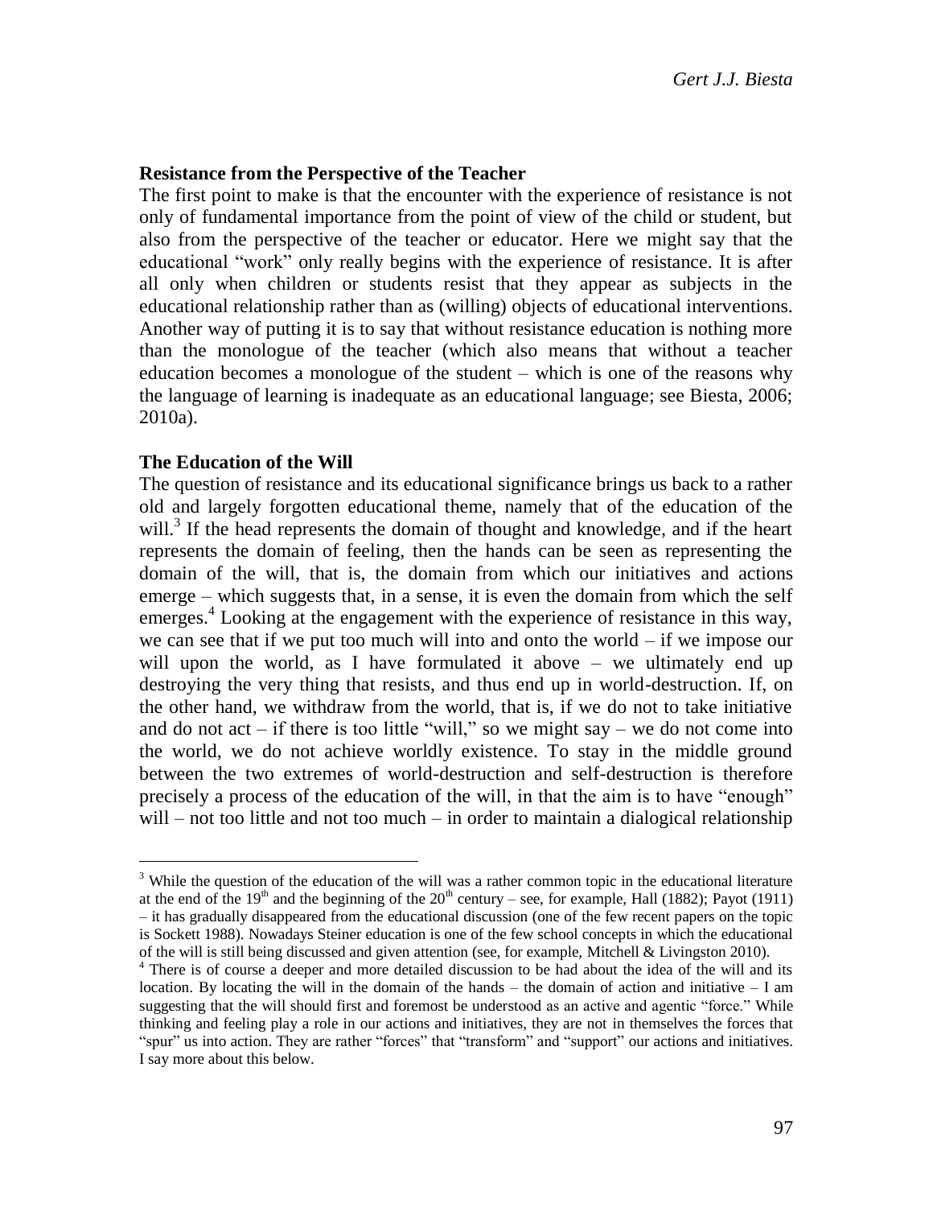## Resistance from the Perspective of the Teacher

The first point to make is that the encounter with the experience of resistance is not only of fundamental importance from the point of view of the child or student, but also from the perspective of the teacher or educator. Here we might say that the educational "work" only really begins with the experience of resistance. It is after all only when children or students resist that they appear as subjects in the educational relationship rather than as (willing) objects of educational interventions. Another way of putting it is to say that without resistance education is nothing more than the monologue of the teacher (which also means that without a teacher education becomes a monologue of the student – which is one of the reasons why the language of learning is inadequate as an educational language; see Biesta, 2006; 2010a).

## The Education of the Will

The question of resistance and its educational significance brings us back to a rather old and largely forgotten educational theme, namely that of the education of the will.[3] If the head represents the domain of thought and knowledge, and if the heart represents the domain of feeling, then the hands can be seen as representing the domain of the will, that is, the domain from which our initiatives and actions emerge – which suggests that, in a sense, it is even the domain from which the self emerges.[4] Looking at the engagement with the experience of resistance in this way, we can see that if we put too much will into and onto the world – if we impose our will upon the world, as I have formulated it above – we ultimately end up destroying the very thing that resists, and thus end up in world-destruction. If, on the other hand, we withdraw from the world, that is, if we do not to take initiative and do not act – if there is too little "will," so we might say – we do not come into the world, we do not achieve worldly existence. To stay in the middle ground between the two extremes of world-destruction and self-destruction is therefore precisely a process of the education of the will, in that the aim is to have "enough" will – not too little and not too much – in order to maintain a dialogical relationship

---

[3] While the question of the education of the will was a rather common topic in the educational literature at the end of the 19th and the beginning of the 20th century – see, for example, Hall (1882); Payot (1911) – it has gradually disappeared from the educational discussion (one of the few recent papers on the topic is Sockett 1988). Nowadays Steiner education is one of the few school concepts in which the educational of the will is still being discussed and given attention (see, for example, Mitchell & Livingston 2010).

[4] There is of course a deeper and more detailed discussion to be had about the idea of the will and its location. By locating the will in the domain of the hands – the domain of action and initiative – I am suggesting that the will should first and foremost be understood as an active and agentic "force." While thinking and feeling play a role in our actions and initiatives, they are not in themselves the forces that "spur" us into action. They are rather "forces" that "transform" and "support" our actions and initiatives. I say more about this below.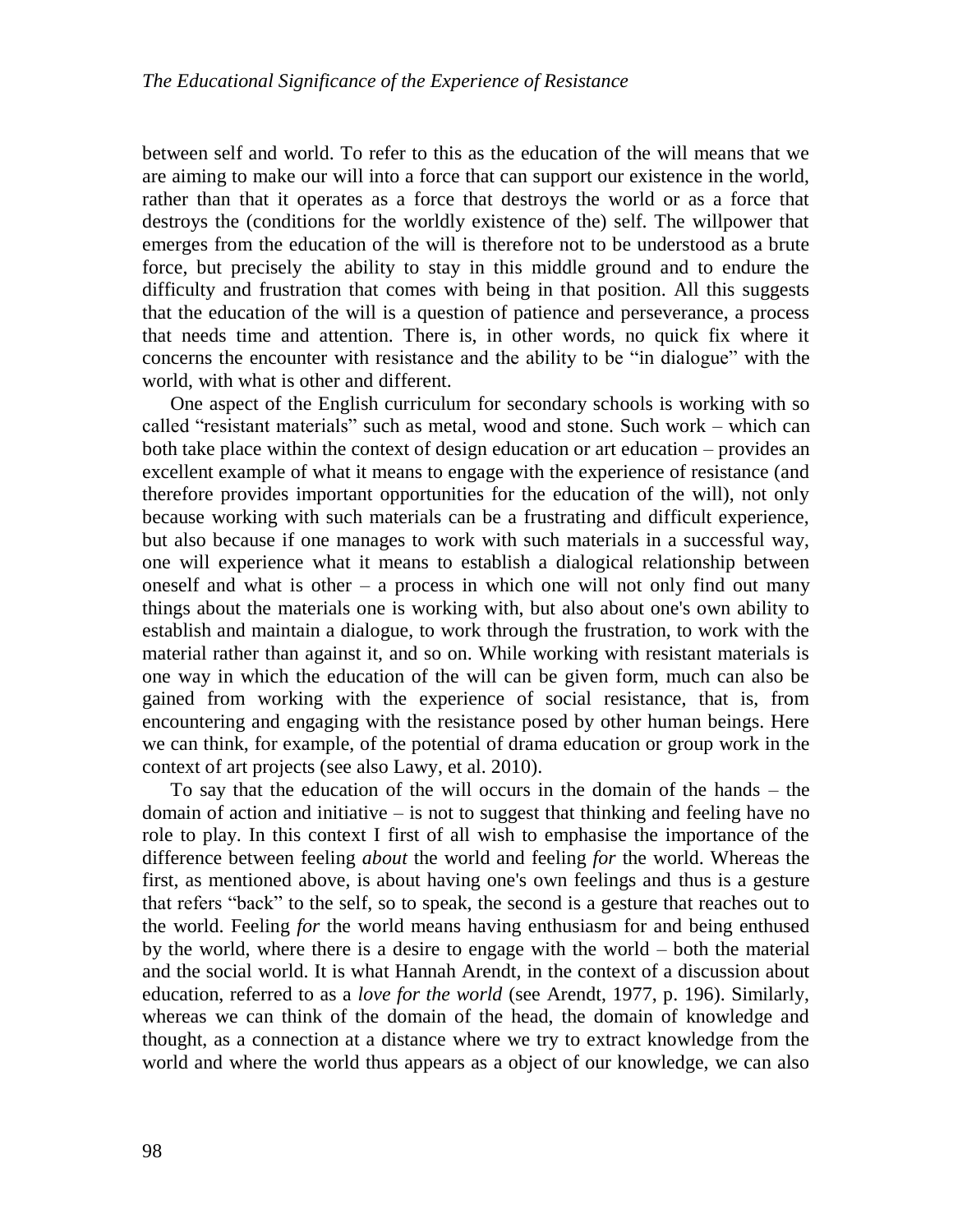between self and world. To refer to this as the education of the will means that we are aiming to make our will into a force that can support our existence in the world, rather than that it operates as a force that destroys the world or as a force that destroys the (conditions for the worldly existence of the) self. The willpower that emerges from the education of the will is therefore not to be understood as a brute force, but precisely the ability to stay in this middle ground and to endure the difficulty and frustration that comes with being in that position. All this suggests that the education of the will is a question of patience and perseverance, a process that needs time and attention. There is, in other words, no quick fix where it concerns the encounter with resistance and the ability to be "in dialogue" with the world, with what is other and different.

One aspect of the English curriculum for secondary schools is working with so called "resistant materials" such as metal, wood and stone. Such work – which can both take place within the context of design education or art education – provides an excellent example of what it means to engage with the experience of resistance (and therefore provides important opportunities for the education of the will), not only because working with such materials can be a frustrating and difficult experience, but also because if one manages to work with such materials in a successful way, one will experience what it means to establish a dialogical relationship between oneself and what is other – a process in which one will not only find out many things about the materials one is working with, but also about one's own ability to establish and maintain a dialogue, to work through the frustration, to work with the material rather than against it, and so on. While working with resistant materials is one way in which the education of the will can be given form, much can also be gained from working with the experience of social resistance, that is, from encountering and engaging with the resistance posed by other human beings. Here we can think, for example, of the potential of drama education or group work in the context of art projects (see also Lawy, et al. 2010).

To say that the education of the will occurs in the domain of the hands – the domain of action and initiative – is not to suggest that thinking and feeling have no role to play. In this context I first of all wish to emphasise the importance of the difference between feeling *about* the world and feeling *for* the world. Whereas the first, as mentioned above, is about having one's own feelings and thus is a gesture that refers "back" to the self, so to speak, the second is a gesture that reaches out to the world. Feeling *for* the world means having enthusiasm for and being enthused by the world, where there is a desire to engage with the world – both the material and the social world. It is what Hannah Arendt, in the context of a discussion about education, referred to as a *love for the world* (see Arendt, 1977, p. 196). Similarly, whereas we can think of the domain of the head, the domain of knowledge and thought, as a connection at a distance where we try to extract knowledge from the world and where the world thus appears as a object of our knowledge, we can also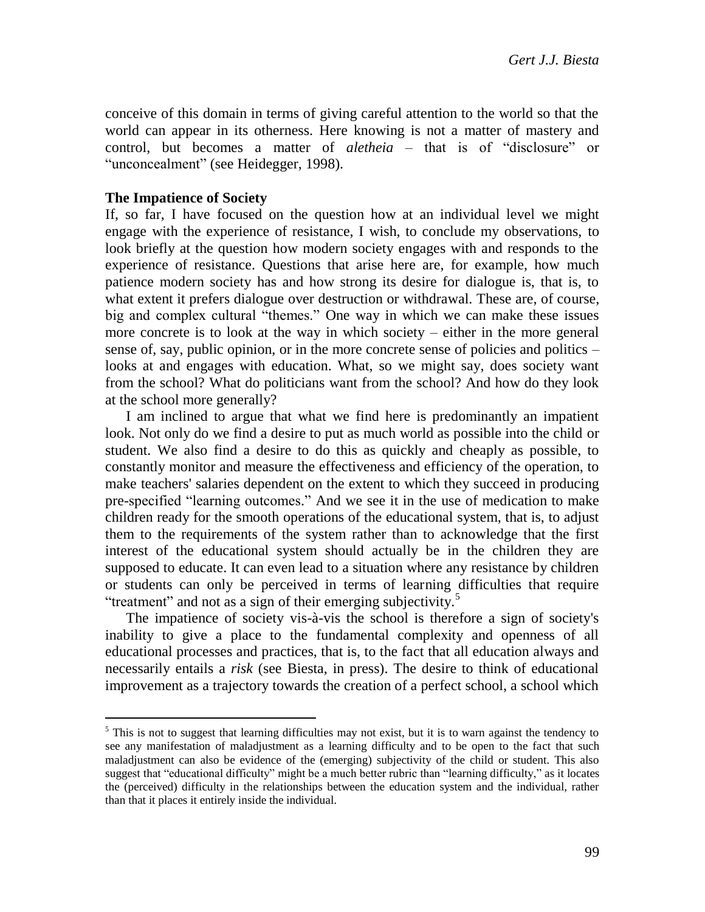conceive of this domain in terms of giving careful attention to the world so that the world can appear in its otherness. Here knowing is not a matter of mastery and control, but becomes a matter of *aletheia* – that is of "disclosure" or "unconcealment" (see Heidegger, 1998).

### The Impatience of Society

If, so far, I have focused on the question how at an individual level we might engage with the experience of resistance, I wish, to conclude my observations, to look briefly at the question how modern society engages with and responds to the experience of resistance. Questions that arise here are, for example, how much patience modern society has and how strong its desire for dialogue is, that is, to what extent it prefers dialogue over destruction or withdrawal. These are, of course, big and complex cultural "themes." One way in which we can make these issues more concrete is to look at the way in which society – either in the more general sense of, say, public opinion, or in the more concrete sense of policies and politics – looks at and engages with education. What, so we might say, does society want from the school? What do politicians want from the school? And how do they look at the school more generally?

I am inclined to argue that what we find here is predominantly an impatient look. Not only do we find a desire to put as much world as possible into the child or student. We also find a desire to do this as quickly and cheaply as possible, to constantly monitor and measure the effectiveness and efficiency of the operation, to make teachers' salaries dependent on the extent to which they succeed in producing pre-specified "learning outcomes." And we see it in the use of medication to make children ready for the smooth operations of the educational system, that is, to adjust them to the requirements of the system rather than to acknowledge that the first interest of the educational system should actually be in the children they are supposed to educate. It can even lead to a situation where any resistance by children or students can only be perceived in terms of learning difficulties that require "treatment" and not as a sign of their emerging subjectivity.[5]

The impatience of society vis-à-vis the school is therefore a sign of society's inability to give a place to the fundamental complexity and openness of all educational processes and practices, that is, to the fact that all education always and necessarily entails a *risk* (see Biesta, in press). The desire to think of educational improvement as a trajectory towards the creation of a perfect school, a school which

---

[5] This is not to suggest that learning difficulties may not exist, but it is to warn against the tendency to see any manifestation of maladjustment as a learning difficulty and to be open to the fact that such maladjustment can also be evidence of the (emerging) subjectivity of the child or student. This also suggest that "educational difficulty" might be a much better rubric than "learning difficulty," as it locates the (perceived) difficulty in the relationships between the education system and the individual, rather than that it places it entirely inside the individual.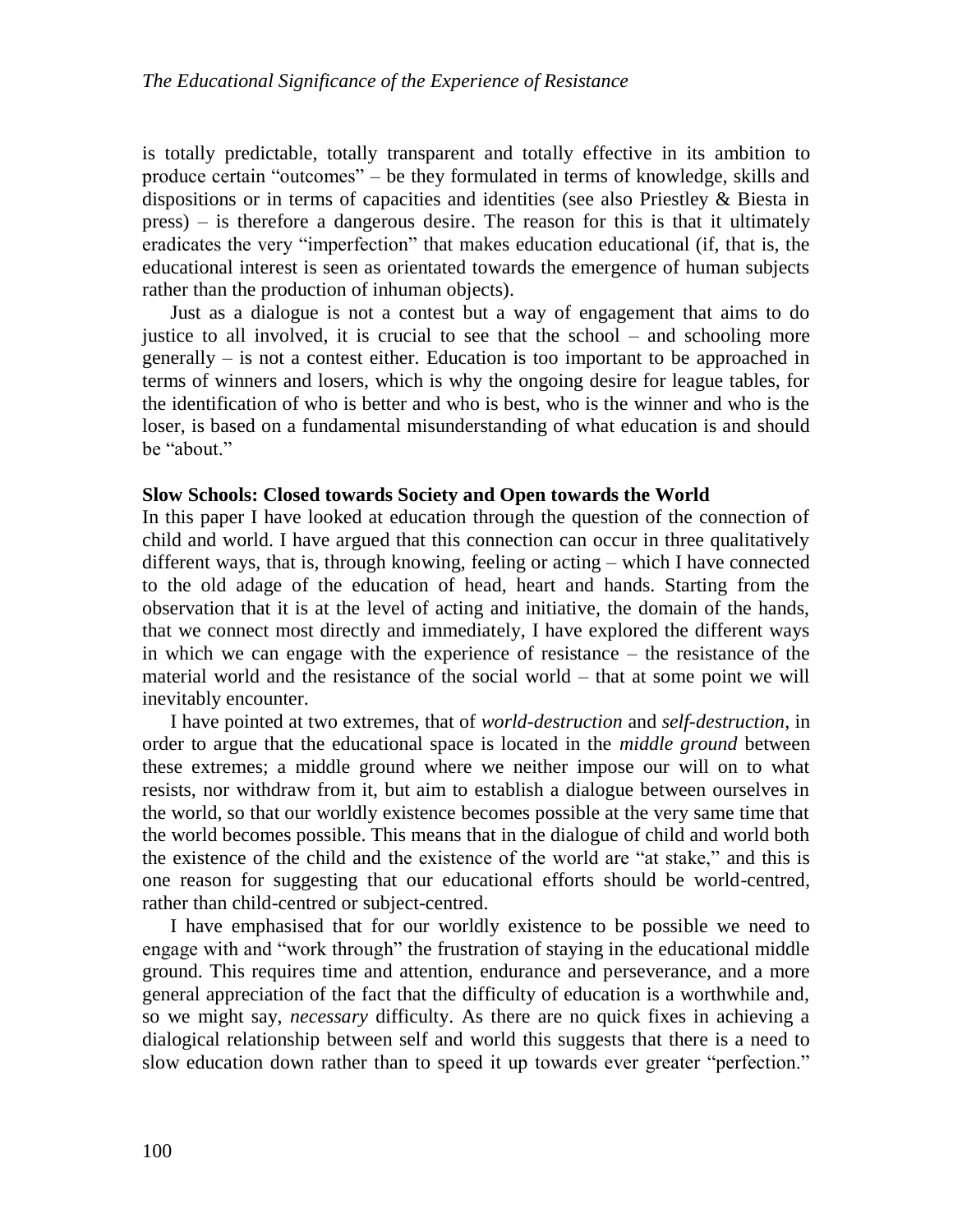is totally predictable, totally transparent and totally effective in its ambition to produce certain "outcomes" – be they formulated in terms of knowledge, skills and dispositions or in terms of capacities and identities (see also Priestley & Biesta in press) – is therefore a dangerous desire. The reason for this is that it ultimately eradicates the very "imperfection" that makes education educational (if, that is, the educational interest is seen as orientated towards the emergence of human subjects rather than the production of inhuman objects).

Just as a dialogue is not a contest but a way of engagement that aims to do justice to all involved, it is crucial to see that the school – and schooling more generally – is not a contest either. Education is too important to be approached in terms of winners and losers, which is why the ongoing desire for league tables, for the identification of who is better and who is best, who is the winner and who is the loser, is based on a fundamental misunderstanding of what education is and should be "about."

## Slow Schools: Closed towards Society and Open towards the World

In this paper I have looked at education through the question of the connection of child and world. I have argued that this connection can occur in three qualitatively different ways, that is, through knowing, feeling or acting – which I have connected to the old adage of the education of head, heart and hands. Starting from the observation that it is at the level of acting and initiative, the domain of the hands, that we connect most directly and immediately, I have explored the different ways in which we can engage with the experience of resistance – the resistance of the material world and the resistance of the social world – that at some point we will inevitably encounter.

I have pointed at two extremes, that of *world-destruction* and *self-destruction*, in order to argue that the educational space is located in the *middle ground* between these extremes; a middle ground where we neither impose our will on to what resists, nor withdraw from it, but aim to establish a dialogue between ourselves in the world, so that our worldly existence becomes possible at the very same time that the world becomes possible. This means that in the dialogue of child and world both the existence of the child and the existence of the world are "at stake," and this is one reason for suggesting that our educational efforts should be world-centred, rather than child-centred or subject-centred.

I have emphasised that for our worldly existence to be possible we need to engage with and "work through" the frustration of staying in the educational middle ground. This requires time and attention, endurance and perseverance, and a more general appreciation of the fact that the difficulty of education is a worthwhile and, so we might say, *necessary* difficulty. As there are no quick fixes in achieving a dialogical relationship between self and world this suggests that there is a need to slow education down rather than to speed it up towards ever greater "perfection."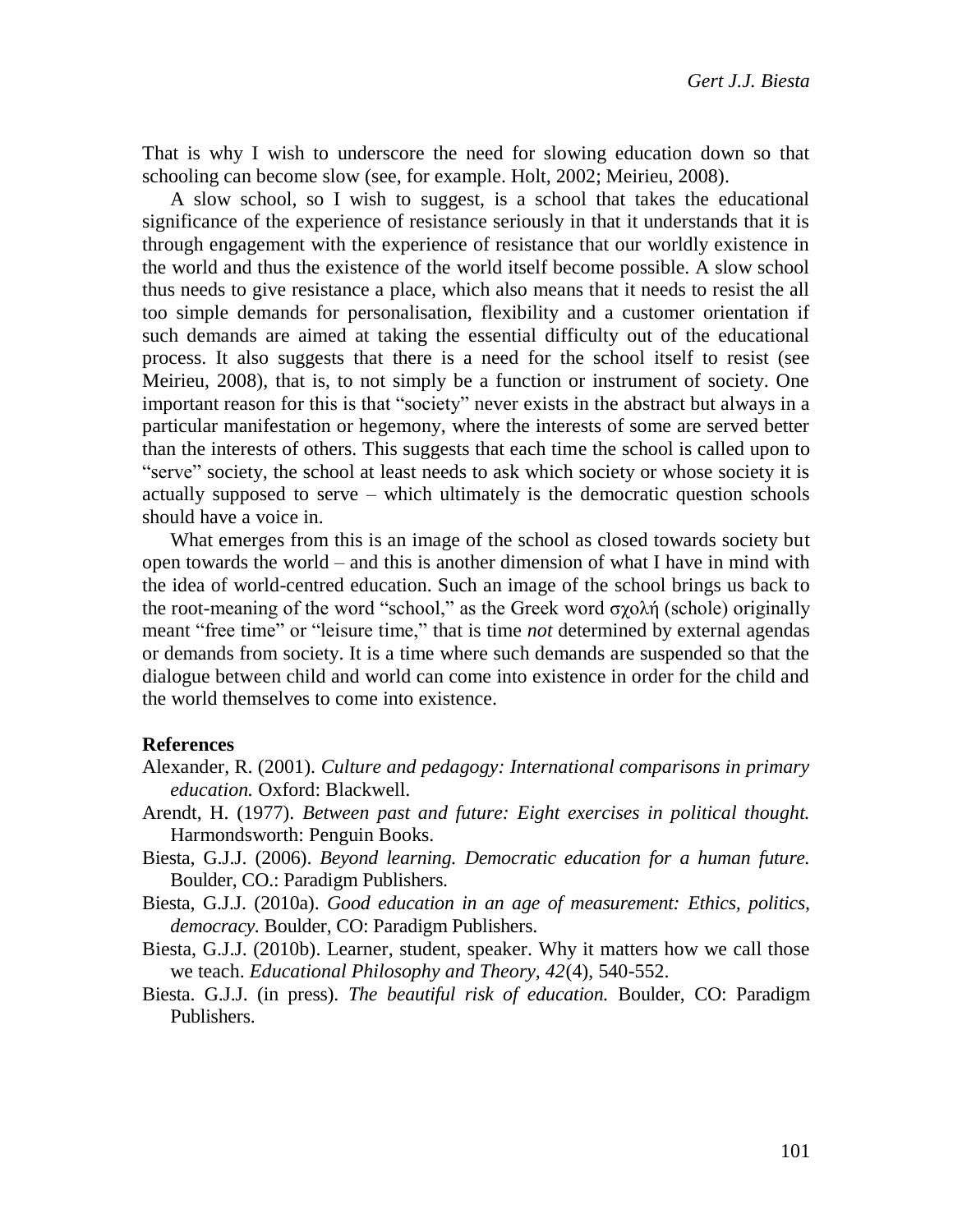That is why I wish to underscore the need for slowing education down so that schooling can become slow (see, for example. Holt, 2002; Meirieu, 2008).

A slow school, so I wish to suggest, is a school that takes the educational significance of the experience of resistance seriously in that it understands that it is through engagement with the experience of resistance that our worldly existence in the world and thus the existence of the world itself become possible. A slow school thus needs to give resistance a place, which also means that it needs to resist the all too simple demands for personalisation, flexibility and a customer orientation if such demands are aimed at taking the essential difficulty out of the educational process. It also suggests that there is a need for the school itself to resist (see Meirieu, 2008), that is, to not simply be a function or instrument of society. One important reason for this is that "society" never exists in the abstract but always in a particular manifestation or hegemony, where the interests of some are served better than the interests of others. This suggests that each time the school is called upon to "serve" society, the school at least needs to ask which society or whose society it is actually supposed to serve – which ultimately is the democratic question schools should have a voice in.

What emerges from this is an image of the school as closed towards society but open towards the world – and this is another dimension of what I have in mind with the idea of world-centred education. Such an image of the school brings us back to the root-meaning of the word "school," as the Greek word σχολή (schole) originally meant "free time" or "leisure time," that is time *not* determined by external agendas or demands from society. It is a time where such demands are suspended so that the dialogue between child and world can come into existence in order for the child and the world themselves to come into existence.

**References**

Alexander, R. (2001). *Culture and pedagogy: International comparisons in primary education.* Oxford: Blackwell.

Arendt, H. (1977). *Between past and future: Eight exercises in political thought.* Harmondsworth: Penguin Books.

Biesta, G.J.J. (2006). *Beyond learning. Democratic education for a human future.* Boulder, CO.: Paradigm Publishers.

Biesta, G.J.J. (2010a). *Good education in an age of measurement: Ethics, politics, democracy.* Boulder, CO: Paradigm Publishers.

Biesta, G.J.J. (2010b). Learner, student, speaker. Why it matters how we call those we teach. *Educational Philosophy and Theory, 42*(4), 540-552.

Biesta. G.J.J. (in press). *The beautiful risk of education.* Boulder, CO: Paradigm Publishers.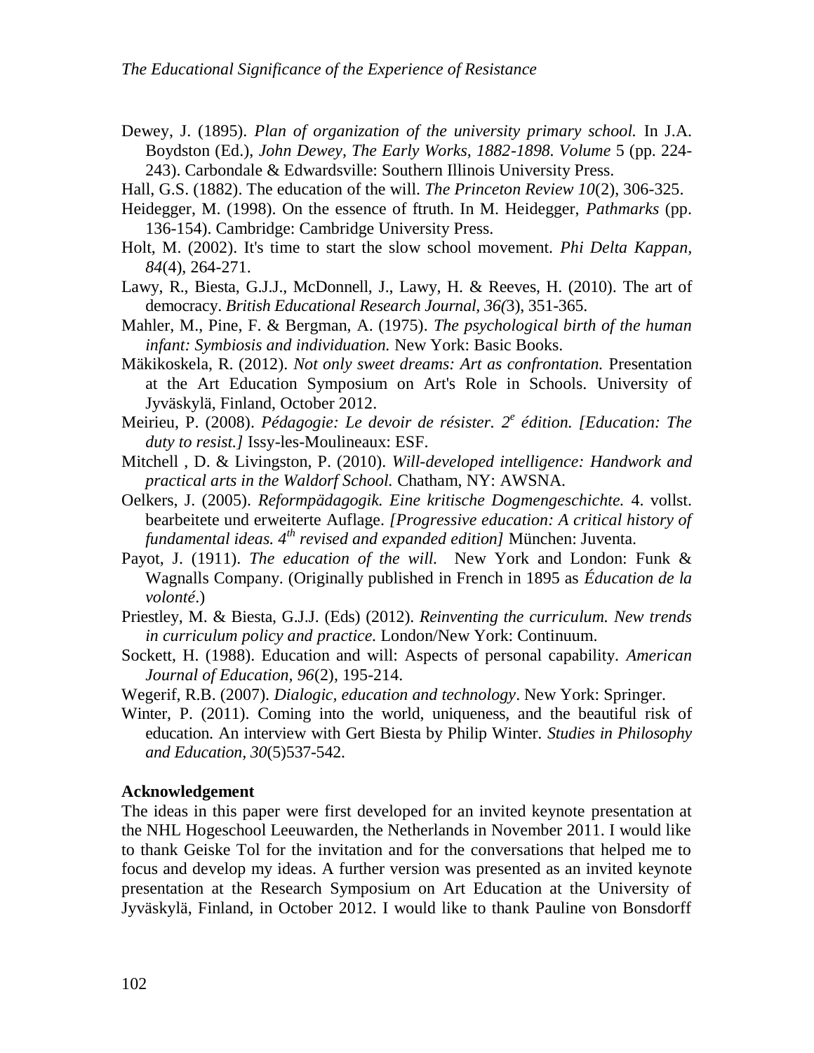Dewey, J. (1895). *Plan of organization of the university primary school.* In J.A. Boydston (Ed.), *John Dewey, The Early Works, 1882-1898. Volume* 5 (pp. 224-243). Carbondale & Edwardsville: Southern Illinois University Press.

Hall, G.S. (1882). The education of the will. *The Princeton Review 10*(2), 306-325.

Heidegger, M. (1998). On the essence of ftruth. In M. Heidegger, *Pathmarks* (pp. 136-154). Cambridge: Cambridge University Press.

Holt, M. (2002). It's time to start the slow school movement. *Phi Delta Kappan, 84*(4), 264-271.

Lawy, R., Biesta, G.J.J., McDonnell, J., Lawy, H. & Reeves, H. (2010). The art of democracy. *British Educational Research Journal, 36(*3), 351-365.

Mahler, M., Pine, F. & Bergman, A. (1975). *The psychological birth of the human infant: Symbiosis and individuation.* New York: Basic Books.

Mäkikoskela, R. (2012). *Not only sweet dreams: Art as confrontation.* Presentation at the Art Education Symposium on Art's Role in Schools. University of Jyväskylä, Finland, October 2012.

Meirieu, P. (2008). *Pédagogie: Le devoir de résister. 2e édition. [Education: The duty to resist.]* Issy-les-Moulineaux: ESF.

Mitchell , D. & Livingston, P. (2010). *Will-developed intelligence: Handwork and practical arts in the Waldorf School.* Chatham, NY: AWSNA.

Oelkers, J. (2005). *Reformpädagogik. Eine kritische Dogmengeschichte.* 4. vollst. bearbeitete und erweiterte Auflage. *[Progressive education: A critical history of fundamental ideas. 4th revised and expanded edition]* München: Juventa.

Payot, J. (1911). *The education of the will.* New York and London: Funk & Wagnalls Company. (Originally published in French in 1895 as *Éducation de la volonté*.)

Priestley, M. & Biesta, G.J.J. (Eds) (2012). *Reinventing the curriculum. New trends in curriculum policy and practice.* London/New York: Continuum.

Sockett, H. (1988). Education and will: Aspects of personal capability. *American Journal of Education, 96*(2), 195-214.

Wegerif, R.B. (2007). *Dialogic, education and technology*. New York: Springer.

Winter, P. (2011). Coming into the world, uniqueness, and the beautiful risk of education. An interview with Gert Biesta by Philip Winter. *Studies in Philosophy and Education, 30*(5)537-542.

**Acknowledgement**

The ideas in this paper were first developed for an invited keynote presentation at the NHL Hogeschool Leeuwarden, the Netherlands in November 2011. I would like to thank Geiske Tol for the invitation and for the conversations that helped me to focus and develop my ideas. A further version was presented as an invited keynote presentation at the Research Symposium on Art Education at the University of Jyväskylä, Finland, in October 2012. I would like to thank Pauline von Bonsdorff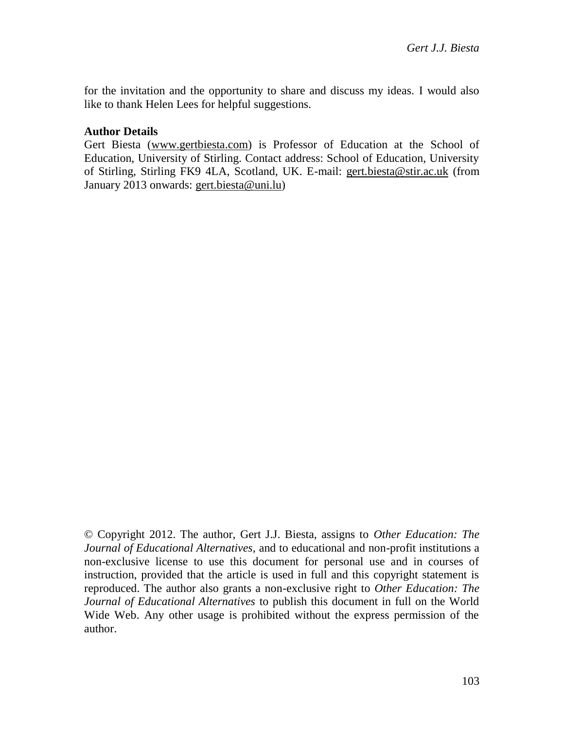for the invitation and the opportunity to share and discuss my ideas. I would also like to thank Helen Lees for helpful suggestions.

**Author Details**

Gert Biesta (www.gertbiesta.com) is Professor of Education at the School of Education, University of Stirling. Contact address: School of Education, University of Stirling, Stirling FK9 4LA, Scotland, UK. E-mail: gert.biesta@stir.ac.uk (from January 2013 onwards: gert.biesta@uni.lu)

© Copyright 2012. The author, Gert J.J. Biesta, assigns to *Other Education: The Journal of Educational Alternatives*, and to educational and non-profit institutions a non-exclusive license to use this document for personal use and in courses of instruction, provided that the article is used in full and this copyright statement is reproduced. The author also grants a non-exclusive right to *Other Education: The Journal of Educational Alternatives* to publish this document in full on the World Wide Web. Any other usage is prohibited without the express permission of the author.